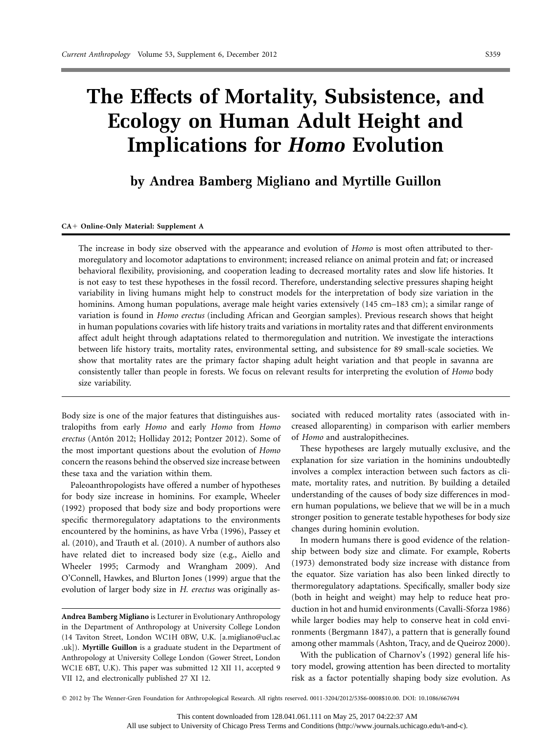# The Effects of Mortality, Subsistence, and Ecology on Human Adult Height and Implications for *Homo* Evolution

**by Andrea Bamberg Migliano and Myrtille Guillon**

**CA+ Online-Only Material: Supplement A**

The increase in body size observed with the appearance and evolution of *Homo* is most often attributed to thermoregulatory and locomotor adaptations to environment; increased reliance on animal protein and fat; or increased behavioral flexibility, provisioning, and cooperation leading to decreased mortality rates and slow life histories. It is not easy to test these hypotheses in the fossil record. Therefore, understanding selective pressures shaping height variability in living humans might help to construct models for the interpretation of body size variation in the hominins. Among human populations, average male height varies extensively (145 cm–183 cm); a similar range of variation is found in *Homo erectus* (including African and Georgian samples). Previous research shows that height in human populations covaries with life history traits and variations in mortality rates and that different environments affect adult height through adaptations related to thermoregulation and nutrition. We investigate the interactions between life history traits, mortality rates, environmental setting, and subsistence for 89 small-scale societies. We show that mortality rates are the primary factor shaping adult height variation and that people in savanna are consistently taller than people in forests. We focus on relevant results for interpreting the evolution of *Homo* body size variability.

Body size is one of the major features that distinguishes australopiths from early *Homo* and early *Homo* from *Homo erectus* (Antón 2012; Holliday 2012; Pontzer 2012). Some of the most important questions about the evolution of *Homo* concern the reasons behind the observed size increase between these taxa and the variation within them.

Paleoanthropologists have offered a number of hypotheses for body size increase in hominins. For example, Wheeler (1992) proposed that body size and body proportions were specific thermoregulatory adaptations to the environments encountered by the hominins, as have Vrba (1996), Passey et al. (2010), and Trauth et al. (2010). A number of authors also have related diet to increased body size (e.g., Aiello and Wheeler 1995; Carmody and Wrangham 2009). And O'Connell, Hawkes, and Blurton Jones (1999) argue that the evolution of larger body size in *H. erectus* was originally associated with reduced mortality rates (associated with increased alloparenting) in comparison with earlier members of *Homo* and australopithecines.

These hypotheses are largely mutually exclusive, and the explanation for size variation in the hominins undoubtedly involves a complex interaction between such factors as climate, mortality rates, and nutrition. By building a detailed understanding of the causes of body size differences in modern human populations, we believe that we will be in a much stronger position to generate testable hypotheses for body size changes during hominin evolution.

In modern humans there is good evidence of the relationship between body size and climate. For example, Roberts (1973) demonstrated body size increase with distance from the equator. Size variation has also been linked directly to thermoregulatory adaptations. Specifically, smaller body size (both in height and weight) may help to reduce heat production in hot and humid environments (Cavalli-Sforza 1986) while larger bodies may help to conserve heat in cold environments (Bergmann 1847), a pattern that is generally found among other mammals (Ashton, Tracy, and de Queiroz 2000).

With the publication of Charnov's (1992) general life history model, growing attention has been directed to mortality risk as a factor potentially shaping body size evolution. As

**Andrea Bamberg Migliano** is Lecturer in Evolutionary Anthropology in the Department of Anthropology at University College London (14 Taviton Street, London WC1H 0BW, U.K. [a.migliano@ucl.ac.uk]). **Myrtille Guillon** is a graduate student in the Department of Anthropology at University College London (Gower Street, London WC1E 6BT, U.K). This paper was submitted 12 XII 11, accepted 9 VII 12, and electronically published 27 XI 12.

© 2012 by The Wenner-Gren Foundation for Anthropological Research. All rights reserved. 0011-3204/2012/53S6-0008$10.00. DOI: 10.1086/667694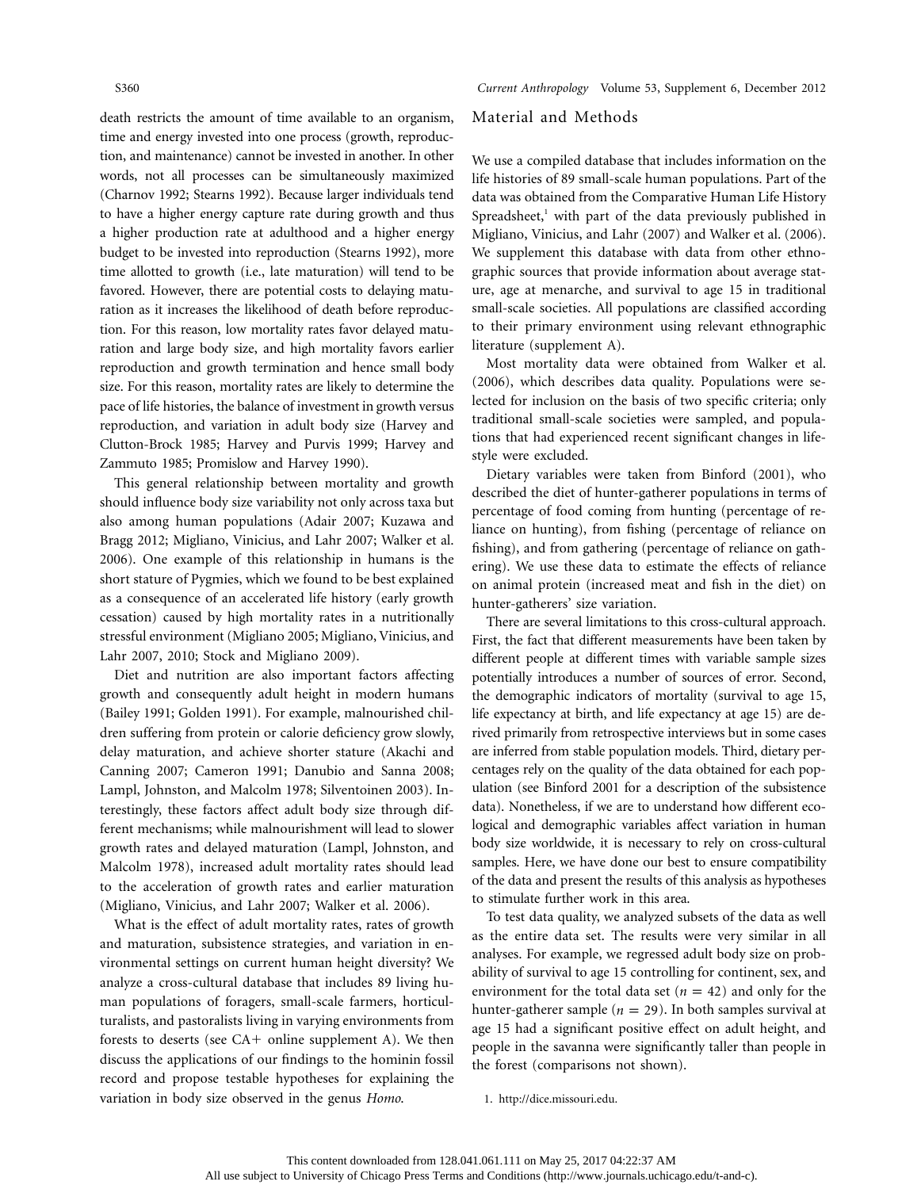death restricts the amount of time available to an organism, time and energy invested into one process (growth, reproduction, and maintenance) cannot be invested in another. In other words, not all processes can be simultaneously maximized (Charnov 1992; Stearns 1992). Because larger individuals tend to have a higher energy capture rate during growth and thus a higher production rate at adulthood and a higher energy budget to be invested into reproduction (Stearns 1992), more time allotted to growth (i.e., late maturation) will tend to be favored. However, there are potential costs to delaying maturation as it increases the likelihood of death before reproduction. For this reason, low mortality rates favor delayed maturation and large body size, and high mortality favors earlier reproduction and growth termination and hence small body size. For this reason, mortality rates are likely to determine the pace of life histories, the balance of investment in growth versus reproduction, and variation in adult body size (Harvey and Clutton-Brock 1985; Harvey and Purvis 1999; Harvey and Zammuto 1985; Promislow and Harvey 1990).

This general relationship between mortality and growth should influence body size variability not only across taxa but also among human populations (Adair 2007; Kuzawa and Bragg 2012; Migliano, Vinicius, and Lahr 2007; Walker et al. 2006). One example of this relationship in humans is the short stature of Pygmies, which we found to be best explained as a consequence of an accelerated life history (early growth cessation) caused by high mortality rates in a nutritionally stressful environment (Migliano 2005; Migliano, Vinicius, and Lahr 2007, 2010; Stock and Migliano 2009).

Diet and nutrition are also important factors affecting growth and consequently adult height in modern humans (Bailey 1991; Golden 1991). For example, malnourished children suffering from protein or calorie deficiency grow slowly, delay maturation, and achieve shorter stature (Akachi and Canning 2007; Cameron 1991; Danubio and Sanna 2008; Lampl, Johnston, and Malcolm 1978; Silventoinen 2003). Interestingly, these factors affect adult body size through different mechanisms; while malnourishment will lead to slower growth rates and delayed maturation (Lampl, Johnston, and Malcolm 1978), increased adult mortality rates should lead to the acceleration of growth rates and earlier maturation (Migliano, Vinicius, and Lahr 2007; Walker et al. 2006).

What is the effect of adult mortality rates, rates of growth and maturation, subsistence strategies, and variation in environmental settings on current human height diversity? We analyze a cross-cultural database that includes 89 living human populations of foragers, small-scale farmers, horticulturalists, and pastoralists living in varying environments from forests to deserts (see CA+ online supplement A). We then discuss the applications of our findings to the hominin fossil record and propose testable hypotheses for explaining the variation in body size observed in the genus *Homo*.

## Material and Methods

We use a compiled database that includes information on the life histories of 89 small-scale human populations. Part of the data was obtained from the Comparative Human Life History Spreadsheet,[1] with part of the data previously published in Migliano, Vinicius, and Lahr (2007) and Walker et al. (2006). We supplement this database with data from other ethnographic sources that provide information about average stature, age at menarche, and survival to age 15 in traditional small-scale societies. All populations are classified according to their primary environment using relevant ethnographic literature (supplement A).

Most mortality data were obtained from Walker et al. (2006), which describes data quality. Populations were selected for inclusion on the basis of two specific criteria; only traditional small-scale societies were sampled, and populations that had experienced recent significant changes in lifestyle were excluded.

Dietary variables were taken from Binford (2001), who described the diet of hunter-gatherer populations in terms of percentage of food coming from hunting (percentage of reliance on hunting), from fishing (percentage of reliance on fishing), and from gathering (percentage of reliance on gathering). We use these data to estimate the effects of reliance on animal protein (increased meat and fish in the diet) on hunter-gatherers' size variation.

There are several limitations to this cross-cultural approach. First, the fact that different measurements have been taken by different people at different times with variable sample sizes potentially introduces a number of sources of error. Second, the demographic indicators of mortality (survival to age 15, life expectancy at birth, and life expectancy at age 15) are derived primarily from retrospective interviews but in some cases are inferred from stable population models. Third, dietary percentages rely on the quality of the data obtained for each population (see Binford 2001 for a description of the subsistence data). Nonetheless, if we are to understand how different ecological and demographic variables affect variation in human body size worldwide, it is necessary to rely on cross-cultural samples. Here, we have done our best to ensure compatibility of the data and present the results of this analysis as hypotheses to stimulate further work in this area.

To test data quality, we analyzed subsets of the data as well as the entire data set. The results were very similar in all analyses. For example, we regressed adult body size on probability of survival to age 15 controlling for continent, sex, and environment for the total data set ($n = 42$) and only for the hunter-gatherer sample ($n = 29$). In both samples survival at age 15 had a significant positive effect on adult height, and people in the savanna were significantly taller than people in the forest (comparisons not shown).

1. http://dice.missouri.edu.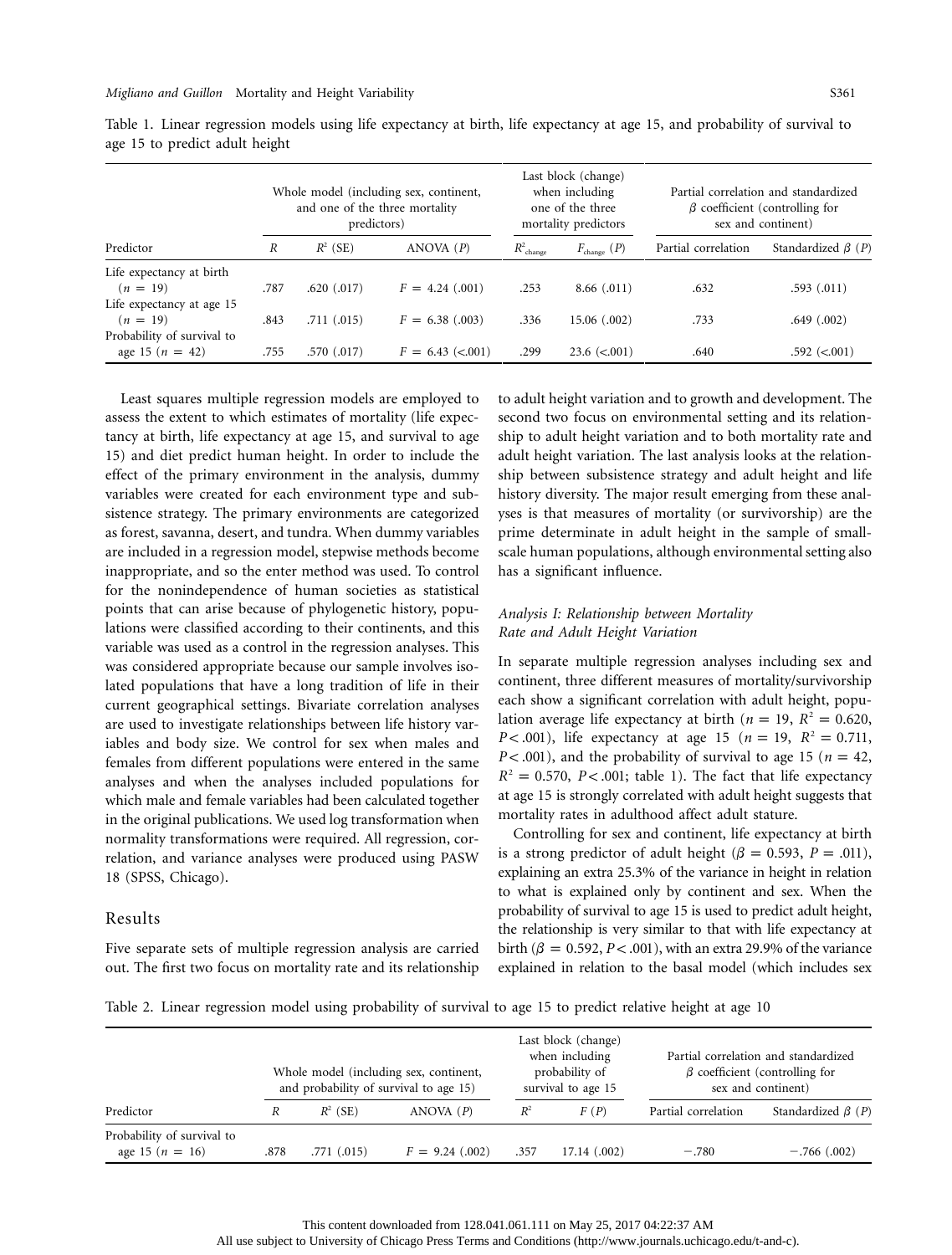Table 1. Linear regression models using life expectancy at birth, life expectancy at age 15, and probability of survival to age 15 to predict adult height

| Predictor | Whole model (including sex, continent, and one of the three mortality predictors) | | | Last block (change) when including one of the three mortality predictors | | Partial correlation and standardized $\beta$ coefficient (controlling for sex and continent) | |
|---|---|---|---|---|---|---|---|
| | $R$ | $R^2$ (SE) | ANOVA ($P$) | $R^2_{\text{change}}$ | $F_{\text{change}}$ ($P$) | Partial correlation | Standardized $\beta$ ($P$) |
| Life expectancy at birth ($n = 19$) | .787 | .620 (.017) | $F = 4.24$ (.001) | .253 | 8.66 (.011) | .632 | .593 (.011) |
| Life expectancy at age 15 ($n = 19$) | .843 | .711 (.015) | $F = 6.38$ (.003) | .336 | 15.06 (.002) | .733 | .649 (.002) |
| Probability of survival to age 15 ($n = 42$) | .755 | .570 (.017) | $F = 6.43$ (<.001) | .299 | 23.6 (<.001) | .640 | .592 (<.001) |

Least squares multiple regression models are employed to assess the extent to which estimates of mortality (life expectancy at birth, life expectancy at age 15, and survival to age 15) and diet predict human height. In order to include the effect of the primary environment in the analysis, dummy variables were created for each environment type and subsistence strategy. The primary environments are categorized as forest, savanna, desert, and tundra. When dummy variables are included in a regression model, stepwise methods become inappropriate, and so the enter method was used. To control for the nonindependence of human societies as statistical points that can arise because of phylogenetic history, populations were classified according to their continents, and this variable was used as a control in the regression analyses. This was considered appropriate because our sample involves isolated populations that have a long tradition of life in their current geographical settings. Bivariate correlation analyses are used to investigate relationships between life history variables and body size. We control for sex when males and females from different populations were entered in the same analyses and when the analyses included populations for which male and female variables had been calculated together in the original publications. We used log transformation when normality transformations were required. All regression, correlation, and variance analyses were produced using PASW 18 (SPSS, Chicago).

## Results

Five separate sets of multiple regression analysis are carried out. The first two focus on mortality rate and its relationship to adult height variation and to growth and development. The second two focus on environmental setting and its relationship to adult height variation and to both mortality rate and adult height variation. The last analysis looks at the relationship between subsistence strategy and adult height and life history diversity. The major result emerging from these analyses is that measures of mortality (or survivorship) are the prime determinate in adult height in the sample of small-scale human populations, although environmental setting also has a significant influence.

### *Analysis I: Relationship between Mortality Rate and Adult Height Variation*

In separate multiple regression analyses including sex and continent, three different measures of mortality/survivorship each show a significant correlation with adult height, population average life expectancy at birth ($n = 19$, $R^2 = 0.620$, $P < .001$), life expectancy at age 15 ($n = 19$, $R^2 = 0.711$, $P < .001$), and the probability of survival to age 15 ($n = 42$, $R^2 = 0.570$, $P < .001$; table 1). The fact that life expectancy at age 15 is strongly correlated with adult height suggests that mortality rates in adulthood affect adult stature.

Controlling for sex and continent, life expectancy at birth is a strong predictor of adult height ($\beta = 0.593$, $P = .011$), explaining an extra 25.3% of the variance in height in relation to what is explained only by continent and sex. When the probability of survival to age 15 is used to predict adult height, the relationship is very similar to that with life expectancy at birth ($\beta = 0.592$, $P < .001$), with an extra 29.9% of the variance explained in relation to the basal model (which includes sex

Table 2. Linear regression model using probability of survival to age 15 to predict relative height at age 10

| Predictor | Whole model (including sex, continent, and probability of survival to age 15) | | | Last block (change) when including probability of survival to age 15 | | Partial correlation and standardized $\beta$ coefficient (controlling for sex and continent) | |
|---|---|---|---|---|---|---|---|
| | $R$ | $R^2$ (SE) | ANOVA ($P$) | $R^2$ | $F$ ($P$) | Partial correlation | Standardized $\beta$ ($P$) |
| Probability of survival to age 15 ($n = 16$) | .878 | .771 (.015) | $F = 9.24$ (.002) | .357 | 17.14 (.002) | −.780 | −.766 (.002) |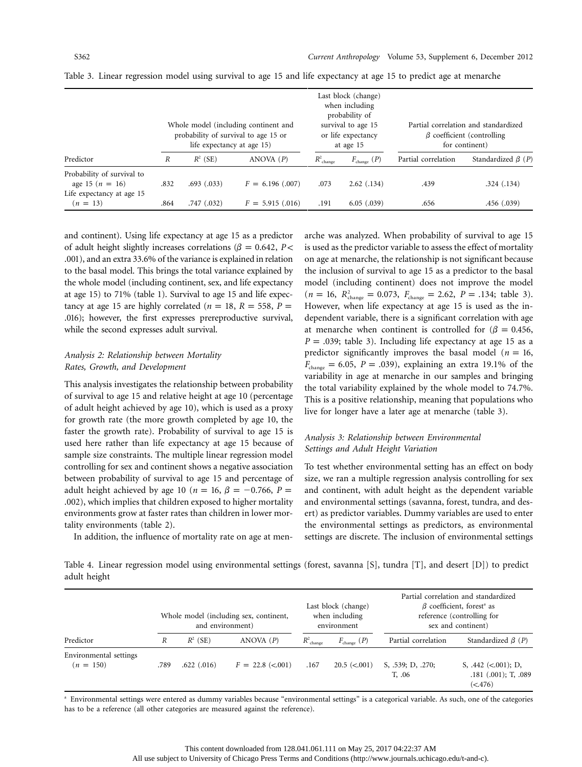Table 3. Linear regression model using survival to age 15 and life expectancy at age 15 to predict age at menarche

| Predictor | Whole model (including continent and probability of survival to age 15 or life expectancy at age 15) | | | Last block (change) when including probability of survival to age 15 or life expectancy at age 15 | | Partial correlation and standardized $\beta$ coefficient (controlling for continent) | |
|---|---|---|---|---|---|---|---|
| | $R$ | $R^2$ (SE) | ANOVA ($P$) | $R^2_{change}$ | $F_{change}$ ($P$) | Partial correlation | Standardized $\beta$ ($P$) |
| Probability of survival to age 15 ($n = 16$) | .832 | .693 (.033) | $F = 6.196$ (.007) | .073 | 2.62 (.134) | .439 | .324 (.134) |
| Life expectancy at age 15 ($n = 13$) | .864 | .747 (.032) | $F = 5.915$ (.016) | .191 | 6.05 (.039) | .656 | .456 (.039) |

and continent). Using life expectancy at age 15 as a predictor of adult height slightly increases correlations ($\beta = 0.642$, $P <$ .001), and an extra 33.6% of the variance is explained in relation to the basal model. This brings the total variance explained by the whole model (including continent, sex, and life expectancy at age 15) to 71% (table 1). Survival to age 15 and life expectancy at age 15 are highly correlated ($n = 18$, $R = 558$, $P =$ .016); however, the first expresses prereproductive survival, while the second expresses adult survival.

### *Analysis 2: Relationship between Mortality Rates, Growth, and Development*

This analysis investigates the relationship between probability of survival to age 15 and relative height at age 10 (percentage of adult height achieved by age 10), which is used as a proxy for growth rate (the more growth completed by age 10, the faster the growth rate). Probability of survival to age 15 is used here rather than life expectancy at age 15 because of sample size constraints. The multiple linear regression model controlling for sex and continent shows a negative association between probability of survival to age 15 and percentage of adult height achieved by age 10 ($n = 16$, $\beta = -0.766$, $P =$ .002), which implies that children exposed to higher mortality environments grow at faster rates than children in lower mortality environments (table 2).

In addition, the influence of mortality rate on age at menarche was analyzed. When probability of survival to age 15 is used as the predictor variable to assess the effect of mortality on age at menarche, the relationship is not significant because the inclusion of survival to age 15 as a predictor to the basal model (including continent) does not improve the model ($n = 16$, $R^2_{change} = 0.073$, $F_{change} = 2.62$, $P = .134$; table 3). However, when life expectancy at age 15 is used as the independent variable, there is a significant correlation with age at menarche when continent is controlled for ($\beta = 0.456$, $P = .039$; table 3). Including life expectancy at age 15 as a predictor significantly improves the basal model ($n = 16$, $F_{change} = 6.05$, $P = .039$), explaining an extra 19.1% of the variability in age at menarche in our samples and bringing the total variability explained by the whole model to 74.7%. This is a positive relationship, meaning that populations who live for longer have a later age at menarche (table 3).

### *Analysis 3: Relationship between Environmental Settings and Adult Height Variation*

To test whether environmental setting has an effect on body size, we ran a multiple regression analysis controlling for sex and continent, with adult height as the dependent variable and environmental settings (savanna, forest, tundra, and desert) as predictor variables. Dummy variables are used to enter the environmental settings as predictors, as environmental settings are discrete. The inclusion of environmental settings

Table 4. Linear regression model using environmental settings (forest, savanna [S], tundra [T], and desert [D]) to predict adult height

| Predictor | Whole model (including sex, continent, and environment) | | | Last block (change) when including environment | | Partial correlation and standardized $\beta$ coefficient, forest[a] as reference (controlling for sex and continent) | |
|---|---|---|---|---|---|---|---|
| | $R$ | $R^2$ (SE) | ANOVA ($P$) | $R^2_{change}$ | $F_{change}$ ($P$) | Partial correlation | Standardized $\beta$ ($P$) |
| Environmental settings ($n = 150$) | .789 | .622 (.016) | $F = 22.8$ (<.001) | .167 | 20.5 (<.001) | S, .539; D, .270; T, .06 | S, .442 (<.001); D, .181 (.001); T, .089 (<.476) |

[a] Environmental settings were entered as dummy variables because "environmental settings" is a categorical variable. As such, one of the categories has to be a reference (all other categories are measured against the reference).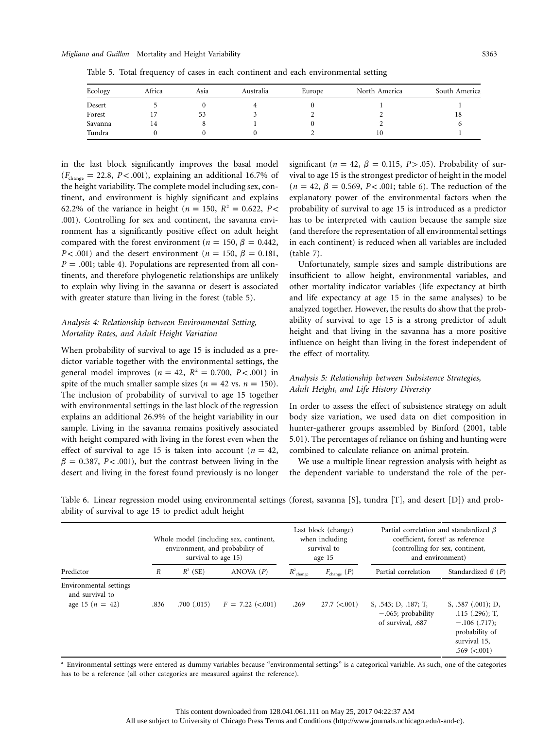Table 5. Total frequency of cases in each continent and each environmental setting

| Ecology | Africa | Asia | Australia | Europe | North America | South America |
|---|---|---|---|---|---|---|
| Desert | 5 | 0 | 4 | 0 | 1 | 1 |
| Forest | 17 | 53 | 3 | 2 | 2 | 18 |
| Savanna | 14 | 8 | 1 | 0 | 2 | 6 |
| Tundra | 0 | 0 | 0 | 2 | 10 | 1 |

in the last block significantly improves the basal model ($F_{change} = 22.8$, $P < .001$), explaining an additional 16.7% of the height variability. The complete model including sex, continent, and environment is highly significant and explains 62.2% of the variance in height ($n = 150$, $R^2 = 0.622$, $P < .001$). Controlling for sex and continent, the savanna environment has a significantly positive effect on adult height compared with the forest environment ($n = 150$, $\beta = 0.442$, $P < .001$) and the desert environment ($n = 150$, $\beta = 0.181$, $P = .001$; table 4). Populations are represented from all continents, and therefore phylogenetic relationships are unlikely to explain why living in the savanna or desert is associated with greater stature than living in the forest (table 5).

### *Analysis 4: Relationship between Environmental Setting, Mortality Rates, and Adult Height Variation*

When probability of survival to age 15 is included as a predictor variable together with the environmental settings, the general model improves ($n = 42$, $R^2 = 0.700$, $P < .001$) in spite of the much smaller sample sizes ($n = 42$ vs. $n = 150$). The inclusion of probability of survival to age 15 together with environmental settings in the last block of the regression explains an additional 26.9% of the height variability in our sample. Living in the savanna remains positively associated with height compared with living in the forest even when the effect of survival to age 15 is taken into account ($n = 42$, $\beta = 0.387$, $P < .001$), but the contrast between living in the desert and living in the forest found previously is no longer significant ($n = 42$, $\beta = 0.115$, $P > .05$). Probability of survival to age 15 is the strongest predictor of height in the model ($n = 42$, $\beta = 0.569$, $P < .001$; table 6). The reduction of the explanatory power of the environmental factors when the probability of survival to age 15 is introduced as a predictor has to be interpreted with caution because the sample size (and therefore the representation of all environmental settings in each continent) is reduced when all variables are included (table 7).

Unfortunately, sample sizes and sample distributions are insufficient to allow height, environmental variables, and other mortality indicator variables (life expectancy at birth and life expectancy at age 15 in the same analyses) to be analyzed together. However, the results do show that the probability of survival to age 15 is a strong predictor of adult height and that living in the savanna has a more positive influence on height than living in the forest independent of the effect of mortality.

### *Analysis 5: Relationship between Subsistence Strategies, Adult Height, and Life History Diversity*

In order to assess the effect of subsistence strategy on adult body size variation, we used data on diet composition in hunter-gatherer groups assembled by Binford (2001, table 5.01). The percentages of reliance on fishing and hunting were combined to calculate reliance on animal protein.

We use a multiple linear regression analysis with height as the dependent variable to understand the role of the per-

Table 6. Linear regression model using environmental settings (forest, savanna [S], tundra [T], and desert [D]) and probability of survival to age 15 to predict adult height

| | Whole model (including sex, continent, environment, and probability of survival to age 15) | | | Last block (change) when including survival to age 15 | | Partial correlation and standardized $\beta$ coefficient, forest[a] as reference (controlling for sex, continent, and environment) | |
|---|---|---|---|---|---|---|---|
| Predictor | $R$ | $R^2$ (SE) | ANOVA ($P$) | $R^2_{change}$ | $F_{change}$ ($P$) | Partial correlation | Standardized $\beta$ ($P$) |
| Environmental settings and survival to age 15 ($n = 42$) | .836 | .700 (.015) | $F = 7.22$ (<.001) | .269 | 27.7 (<.001) | S, .543; D, .187; T, −.065; probability of survival, .687 | S, .387 (.001); D, .115 (.296); T, −.106 (.717); probability of survival 15, .569 (<.001) |

[a] Environmental settings were entered as dummy variables because "environmental settings" is a categorical variable. As such, one of the categories has to be a reference (all other categories are measured against the reference).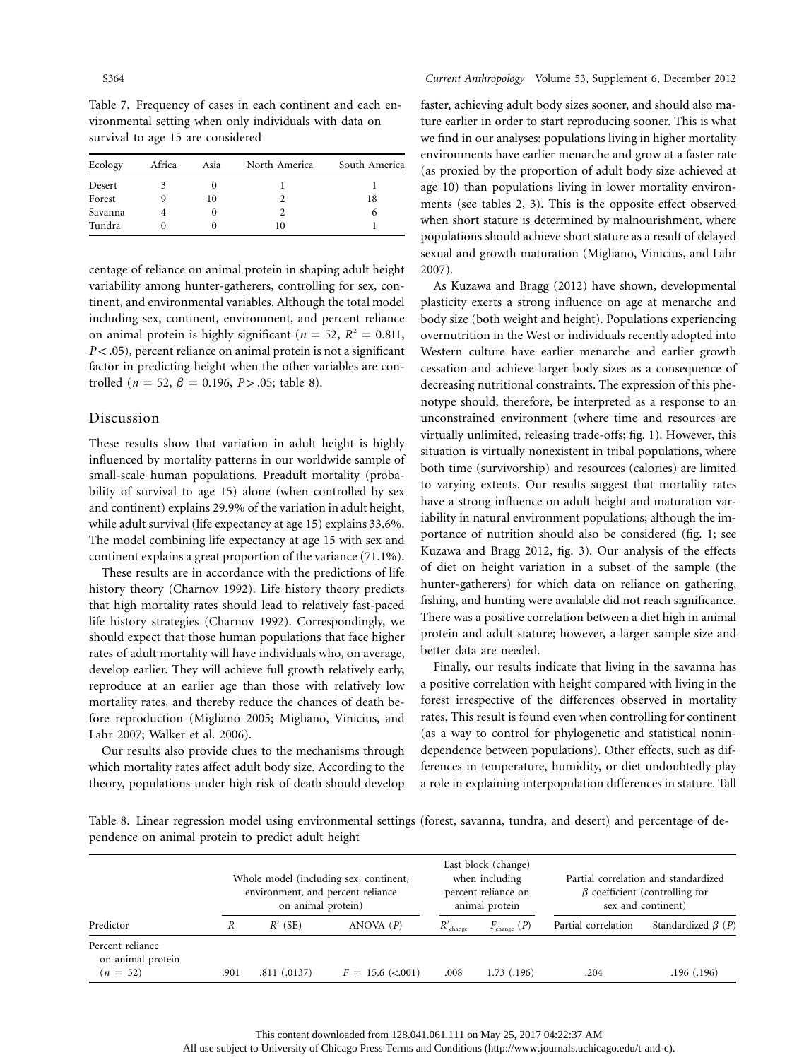Table 7. Frequency of cases in each continent and each environmental setting when only individuals with data on survival to age 15 are considered

| Ecology | Africa | Asia | North America | South America |
|---|---|---|---|---|
| Desert | 3 | 0 | 1 | 1 |
| Forest | 9 | 10 | 2 | 18 |
| Savanna | 4 | 0 | 2 | 6 |
| Tundra | 0 | 0 | 10 | 1 |

centage of reliance on animal protein in shaping adult height variability among hunter-gatherers, controlling for sex, continent, and environmental variables. Although the total model including sex, continent, environment, and percent reliance on animal protein is highly significant ($n = 52$, $R^2 = 0.811$, $P < .05$), percent reliance on animal protein is not a significant factor in predicting height when the other variables are controlled ($n = 52$, $\beta = 0.196$, $P > .05$; table 8).

## Discussion

These results show that variation in adult height is highly influenced by mortality patterns in our worldwide sample of small-scale human populations. Preadult mortality (probability of survival to age 15) alone (when controlled by sex and continent) explains 29.9% of the variation in adult height, while adult survival (life expectancy at age 15) explains 33.6%. The model combining life expectancy at age 15 with sex and continent explains a great proportion of the variance (71.1%).

These results are in accordance with the predictions of life history theory (Charnov 1992). Life history theory predicts that high mortality rates should lead to relatively fast-paced life history strategies (Charnov 1992). Correspondingly, we should expect that those human populations that face higher rates of adult mortality will have individuals who, on average, develop earlier. They will achieve full growth relatively early, reproduce at an earlier age than those with relatively low mortality rates, and thereby reduce the chances of death before reproduction (Migliano 2005; Migliano, Vinicius, and Lahr 2007; Walker et al. 2006).

Our results also provide clues to the mechanisms through which mortality rates affect adult body size. According to the theory, populations under high risk of death should develop faster, achieving adult body sizes sooner, and should also mature earlier in order to start reproducing sooner. This is what we find in our analyses: populations living in higher mortality environments have earlier menarche and grow at a faster rate (as proxied by the proportion of adult body size achieved at age 10) than populations living in lower mortality environments (see tables 2, 3). This is the opposite effect observed when short stature is determined by malnourishment, where populations should achieve short stature as a result of delayed sexual and growth maturation (Migliano, Vinicius, and Lahr 2007).

As Kuzawa and Bragg (2012) have shown, developmental plasticity exerts a strong influence on age at menarche and body size (both weight and height). Populations experiencing overnutrition in the West or individuals recently adopted into Western culture have earlier menarche and earlier growth cessation and achieve larger body sizes as a consequence of decreasing nutritional constraints. The expression of this phenotype should, therefore, be interpreted as a response to an unconstrained environment (where time and resources are virtually unlimited, releasing trade-offs; fig. 1). However, this situation is virtually nonexistent in tribal populations, where both time (survivorship) and resources (calories) are limited to varying extents. Our results suggest that mortality rates have a strong influence on adult height and maturation variability in natural environment populations; although the importance of nutrition should also be considered (fig. 1; see Kuzawa and Bragg 2012, fig. 3). Our analysis of the effects of diet on height variation in a subset of the sample (the hunter-gatherers) for which data on reliance on gathering, fishing, and hunting were available did not reach significance. There was a positive correlation between a diet high in animal protein and adult stature; however, a larger sample size and better data are needed.

Finally, our results indicate that living in the savanna has a positive correlation with height compared with living in the forest irrespective of the differences observed in mortality rates. This result is found even when controlling for continent (as a way to control for phylogenetic and statistical nonindependence between populations). Other effects, such as differences in temperature, humidity, or diet undoubtedly play a role in explaining interpopulation differences in stature. Tall

Table 8. Linear regression model using environmental settings (forest, savanna, tundra, and desert) and percentage of dependence on animal protein to predict adult height

| | Whole model (including sex, continent, environment, and percent reliance on animal protein) | | | Last block (change) when including percent reliance on animal protein | | Partial correlation and standardized $\beta$ coefficient (controlling for sex and continent) | |
|---|---|---|---|---|---|---|---|
| Predictor | $R$ | $R^2$ (SE) | ANOVA ($P$) | $R^2_{\text{change}}$ | $F_{\text{change}}$ ($P$) | Partial correlation | Standardized $\beta$ ($P$) |
| Percent reliance on animal protein ($n = 52$) | .901 | .811 (.0137) | $F = 15.6$ (<.001) | .008 | 1.73 (.196) | .204 | .196 (.196) |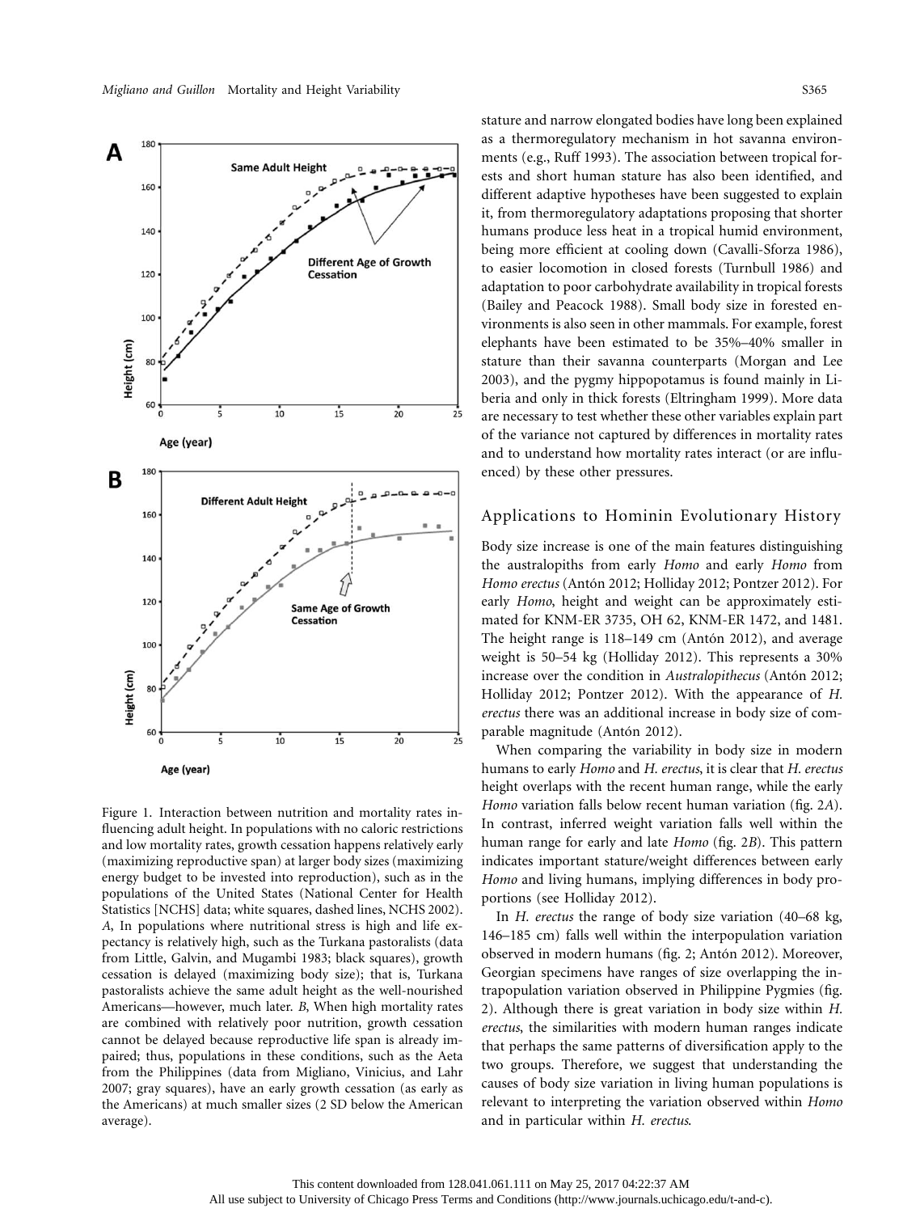Figure 1. Interaction between nutrition and mortality rates influencing adult height. In populations with no caloric restrictions and low mortality rates, growth cessation happens relatively early (maximizing reproductive span) at larger body sizes (maximizing energy budget to be invested into reproduction), such as in the populations of the United States (National Center for Health Statistics [NCHS] data; white squares, dashed lines, NCHS 2002). *A*, In populations where nutritional stress is high and life expectancy is relatively high, such as the Turkana pastoralists (data from Little, Galvin, and Mugambi 1983; black squares), growth cessation is delayed (maximizing body size); that is, Turkana pastoralists achieve the same adult height as the well-nourished Americans—however, much later. *B*, When high mortality rates are combined with relatively poor nutrition, growth cessation cannot be delayed because reproductive life span is already impaired; thus, populations in these conditions, such as the Aeta from the Philippines (data from Migliano, Vinicius, and Lahr 2007; gray squares), have an early growth cessation (as early as the Americans) at much smaller sizes (2 SD below the American average).

stature and narrow elongated bodies have long been explained as a thermoregulatory mechanism in hot savanna environments (e.g., Ruff 1993). The association between tropical forests and short human stature has also been identified, and different adaptive hypotheses have been suggested to explain it, from thermoregulatory adaptations proposing that shorter humans produce less heat in a tropical humid environment, being more efficient at cooling down (Cavalli-Sforza 1986), to easier locomotion in closed forests (Turnbull 1986) and adaptation to poor carbohydrate availability in tropical forests (Bailey and Peacock 1988). Small body size in forested environments is also seen in other mammals. For example, forest elephants have been estimated to be 35%–40% smaller in stature than their savanna counterparts (Morgan and Lee 2003), and the pygmy hippopotamus is found mainly in Liberia and only in thick forests (Eltringham 1999). More data are necessary to test whether these other variables explain part of the variance not captured by differences in mortality rates and to understand how mortality rates interact (or are influenced) by these other pressures.

## Applications to Hominin Evolutionary History

Body size increase is one of the main features distinguishing the australopiths from early *Homo* and early *Homo* from *Homo erectus* (Antón 2012; Holliday 2012; Pontzer 2012). For early *Homo*, height and weight can be approximately estimated for KNM-ER 3735, OH 62, KNM-ER 1472, and 1481. The height range is 118–149 cm (Antón 2012), and average weight is 50–54 kg (Holliday 2012). This represents a 30% increase over the condition in *Australopithecus* (Antón 2012; Holliday 2012; Pontzer 2012). With the appearance of *H. erectus* there was an additional increase in body size of comparable magnitude (Antón 2012).

When comparing the variability in body size in modern humans to early *Homo* and *H. erectus*, it is clear that *H. erectus* height overlaps with the recent human range, while the early *Homo* variation falls below recent human variation (fig. 2*A*). In contrast, inferred weight variation falls well within the human range for early and late *Homo* (fig. 2*B*). This pattern indicates important stature/weight differences between early *Homo* and living humans, implying differences in body proportions (see Holliday 2012).

In *H. erectus* the range of body size variation (40–68 kg, 146–185 cm) falls well within the interpopulation variation observed in modern humans (fig. 2; Antón 2012). Moreover, Georgian specimens have ranges of size overlapping the intrapopulation variation observed in Philippine Pygmies (fig. 2). Although there is great variation in body size within *H. erectus*, the similarities with modern human ranges indicate that perhaps the same patterns of diversification apply to the two groups. Therefore, we suggest that understanding the causes of body size variation in living human populations is relevant to interpreting the variation observed within *Homo* and in particular within *H. erectus*.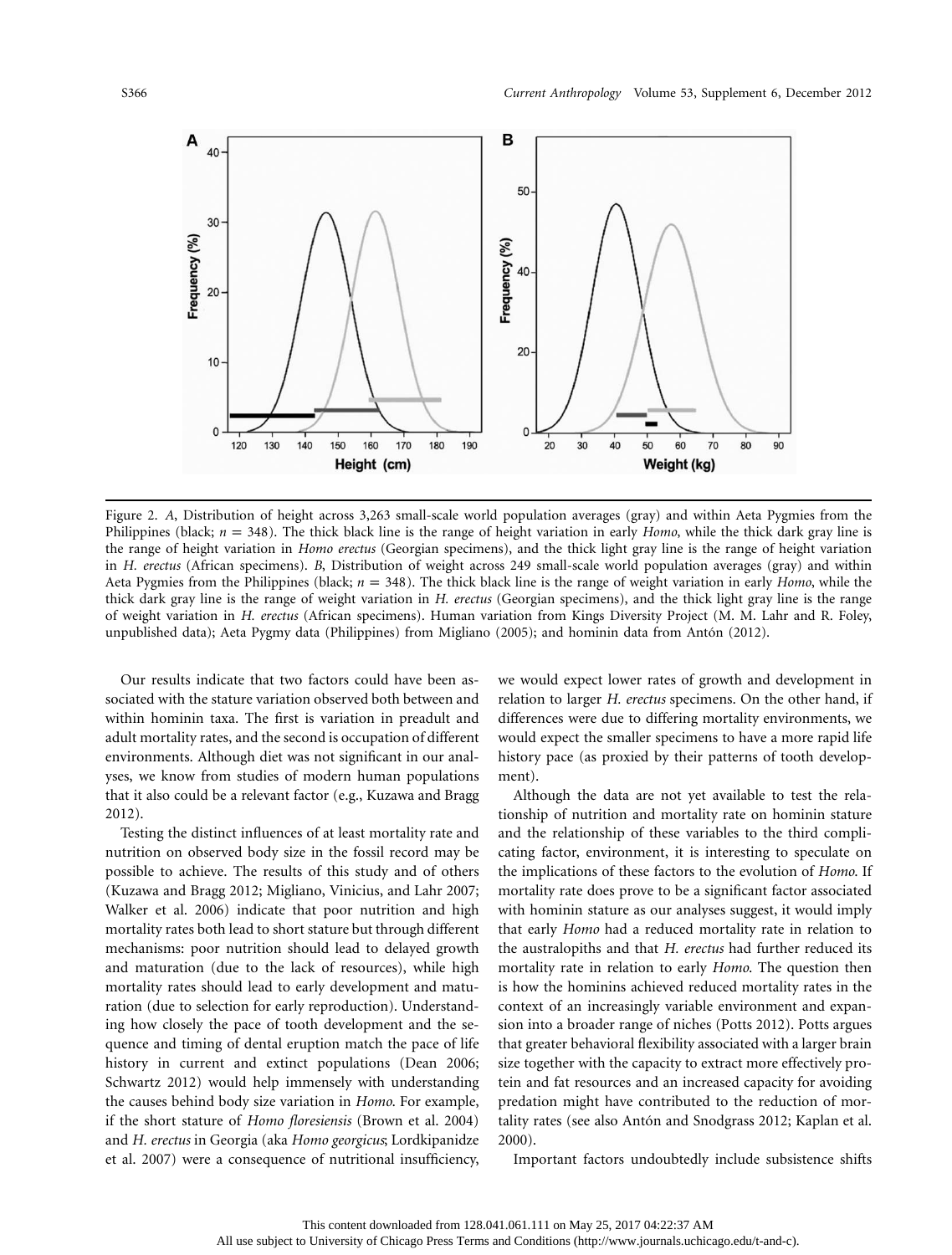Figure 2. *A*, Distribution of height across 3,263 small-scale world population averages (gray) and within Aeta Pygmies from the Philippines (black; $n = 348$). The thick black line is the range of height variation in early *Homo*, while the thick dark gray line is the range of height variation in *Homo erectus* (Georgian specimens), and the thick light gray line is the range of height variation in *H. erectus* (African specimens). *B*, Distribution of weight across 249 small-scale world population averages (gray) and within Aeta Pygmies from the Philippines (black; $n = 348$). The thick black line is the range of weight variation in early *Homo*, while the thick dark gray line is the range of weight variation in *H. erectus* (Georgian specimens), and the thick light gray line is the range of weight variation in *H. erectus* (African specimens). Human variation from Kings Diversity Project (M. M. Lahr and R. Foley, unpublished data); Aeta Pygmy data (Philippines) from Migliano (2005); and hominin data from Antón (2012).

Our results indicate that two factors could have been associated with the stature variation observed both between and within hominin taxa. The first is variation in preadult and adult mortality rates, and the second is occupation of different environments. Although diet was not significant in our analyses, we know from studies of modern human populations that it also could be a relevant factor (e.g., Kuzawa and Bragg 2012).

Testing the distinct influences of at least mortality rate and nutrition on observed body size in the fossil record may be possible to achieve. The results of this study and of others (Kuzawa and Bragg 2012; Migliano, Vinicius, and Lahr 2007; Walker et al. 2006) indicate that poor nutrition and high mortality rates both lead to short stature but through different mechanisms: poor nutrition should lead to delayed growth and maturation (due to the lack of resources), while high mortality rates should lead to early development and maturation (due to selection for early reproduction). Understanding how closely the pace of tooth development and the sequence and timing of dental eruption match the pace of life history in current and extinct populations (Dean 2006; Schwartz 2012) would help immensely with understanding the causes behind body size variation in *Homo*. For example, if the short stature of *Homo floresiensis* (Brown et al. 2004) and *H. erectus* in Georgia (aka *Homo georgicus*; Lordkipanidze et al. 2007) were a consequence of nutritional insufficiency, we would expect lower rates of growth and development in relation to larger *H. erectus* specimens. On the other hand, if differences were due to differing mortality environments, we would expect the smaller specimens to have a more rapid life history pace (as proxied by their patterns of tooth development).

Although the data are not yet available to test the relationship of nutrition and mortality rate on hominin stature and the relationship of these variables to the third complicating factor, environment, it is interesting to speculate on the implications of these factors to the evolution of *Homo*. If mortality rate does prove to be a significant factor associated with hominin stature as our analyses suggest, it would imply that early *Homo* had a reduced mortality rate in relation to the australopiths and that *H. erectus* had further reduced its mortality rate in relation to early *Homo*. The question then is how the hominins achieved reduced mortality rates in the context of an increasingly variable environment and expansion into a broader range of niches (Potts 2012). Potts argues that greater behavioral flexibility associated with a larger brain size together with the capacity to extract more effectively protein and fat resources and an increased capacity for avoiding predation might have contributed to the reduction of mortality rates (see also Antón and Snodgrass 2012; Kaplan et al. 2000).

Important factors undoubtedly include subsistence shifts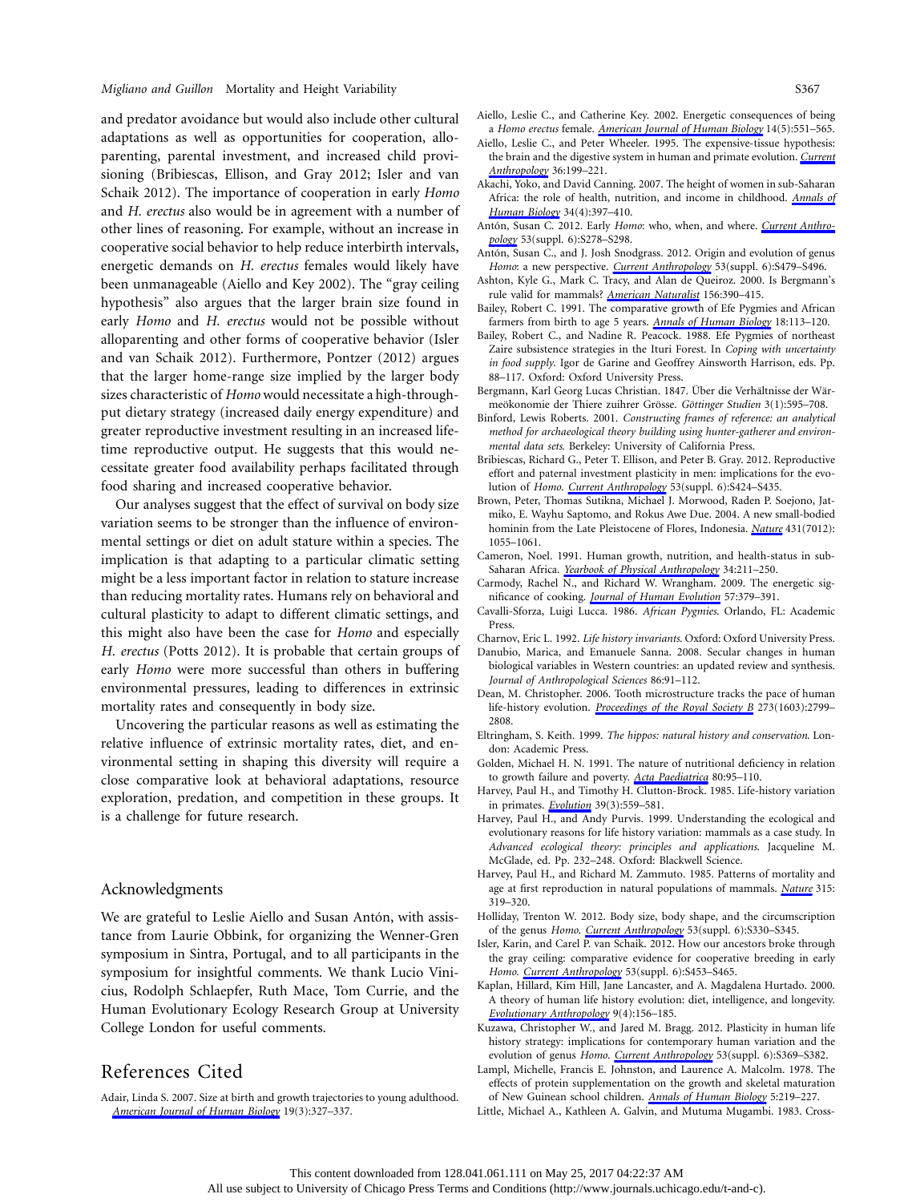and predator avoidance but would also include other cultural adaptations as well as opportunities for cooperation, alloparenting, parental investment, and increased child provisioning (Bribiescas, Ellison, and Gray 2012; Isler and van Schaik 2012). The importance of cooperation in early *Homo* and *H. erectus* also would be in agreement with a number of other lines of reasoning. For example, without an increase in cooperative social behavior to help reduce interbirth intervals, energetic demands on *H. erectus* females would likely have been unmanageable (Aiello and Key 2002). The "gray ceiling hypothesis" also argues that the larger brain size found in early *Homo* and *H. erectus* would not be possible without alloparenting and other forms of cooperative behavior (Isler and van Schaik 2012). Furthermore, Pontzer (2012) argues that the larger home-range size implied by the larger body sizes characteristic of *Homo* would necessitate a high-throughput dietary strategy (increased daily energy expenditure) and greater reproductive investment resulting in an increased lifetime reproductive output. He suggests that this would necessitate greater food availability perhaps facilitated through food sharing and increased cooperative behavior.

Our analyses suggest that the effect of survival on body size variation seems to be stronger than the influence of environmental settings or diet on adult stature within a species. The implication is that adapting to a particular climatic setting might be a less important factor in relation to stature increase than reducing mortality rates. Humans rely on behavioral and cultural plasticity to adapt to different climatic settings, and this might also have been the case for *Homo* and especially *H. erectus* (Potts 2012). It is probable that certain groups of early *Homo* were more successful than others in buffering environmental pressures, leading to differences in extrinsic mortality rates and consequently in body size.

Uncovering the particular reasons as well as estimating the relative influence of extrinsic mortality rates, diet, and environmental setting in shaping this diversity will require a close comparative look at behavioral adaptations, resource exploration, predation, and competition in these groups. It is a challenge for future research.

## Acknowledgments

We are grateful to Leslie Aiello and Susan Antón, with assistance from Laurie Obbink, for organizing the Wenner-Gren symposium in Sintra, Portugal, and to all participants in the symposium for insightful comments. We thank Lucio Vinicius, Rodolph Schlaepfer, Ruth Mace, Tom Currie, and the Human Evolutionary Ecology Research Group at University College London for useful comments.

## References Cited

Adair, Linda S. 2007. Size at birth and growth trajectories to young adulthood. *American Journal of Human Biology* 19(3):327–337.

Aiello, Leslie C., and Catherine Key. 2002. Energetic consequences of being a *Homo erectus* female. *American Journal of Human Biology* 14(5):551–565.

Aiello, Leslie C., and Peter Wheeler. 1995. The expensive-tissue hypothesis: the brain and the digestive system in human and primate evolution. *Current Anthropology* 36:199–221.

Akachi, Yoko, and David Canning. 2007. The height of women in sub-Saharan Africa: the role of health, nutrition, and income in childhood. *Annals of Human Biology* 34(4):397–410.

Antón, Susan C. 2012. Early *Homo*: who, when, and where. *Current Anthropology* 53(suppl. 6):S278–S298.

Antón, Susan C., and J. Josh Snodgrass. 2012. Origin and evolution of genus *Homo*: a new perspective. *Current Anthropology* 53(suppl. 6):S479–S496.

Ashton, Kyle G., Mark C. Tracy, and Alan de Queiroz. 2000. Is Bergmann's rule valid for mammals? *American Naturalist* 156:390–415.

Bailey, Robert C. 1991. The comparative growth of Efe Pygmies and African farmers from birth to age 5 years. *Annals of Human Biology* 18:113–120.

Bailey, Robert C., and Nadine R. Peacock. 1988. Efe Pygmies of northeast Zaire subsistence strategies in the Ituri Forest. In *Coping with uncertainty in food supply*. Igor de Garine and Geoffrey Ainsworth Harrison, eds. Pp. 88–117. Oxford: Oxford University Press.

Bergmann, Karl Georg Lucas Christian. 1847. Über die Verhältnisse der Wärmeökonomie der Thiere zuihrer Grösse. *Göttinger Studien* 3(1):595–708.

Binford, Lewis Roberts. 2001. *Constructing frames of reference: an analytical method for archaeological theory building using hunter-gatherer and environmental data sets.* Berkeley: University of California Press.

Bribiescas, Richard G., Peter T. Ellison, and Peter B. Gray. 2012. Reproductive effort and paternal investment plasticity in men: implications for the evolution of *Homo*. *Current Anthropology* 53(suppl. 6):S424–S435.

Brown, Peter, Thomas Sutikna, Michael J. Morwood, Raden P. Soejono, Jatmiko, E. Wayhu Saptomo, and Rokus Awe Due. 2004. A new small-bodied hominin from the Late Pleistocene of Flores, Indonesia. *Nature* 431(7012): 1055–1061.

Cameron, Noel. 1991. Human growth, nutrition, and health-status in sub-Saharan Africa. *Yearbook of Physical Anthropology* 34:211–250.

Carmody, Rachel N., and Richard W. Wrangham. 2009. The energetic significance of cooking. *Journal of Human Evolution* 57:379–391.

Cavalli-Sforza, Luigi Lucca. 1986. *African Pygmies*. Orlando, FL: Academic Press.

Charnov, Eric L. 1992. *Life history invariants*. Oxford: Oxford University Press.

Danubio, Marica, and Emanuele Sanna. 2008. Secular changes in human biological variables in Western countries: an updated review and synthesis. *Journal of Anthropological Sciences* 86:91–112.

Dean, M. Christopher. 2006. Tooth microstructure tracks the pace of human life-history evolution. *Proceedings of the Royal Society B* 273(1603):2799–2808.

Eltringham, S. Keith. 1999. *The hippos: natural history and conservation*. London: Academic Press.

Golden, Michael H. N. 1991. The nature of nutritional deficiency in relation to growth failure and poverty. *Acta Paediatrica* 80:95–110.

Harvey, Paul H., and Timothy H. Clutton-Brock. 1985. Life-history variation in primates. *Evolution* 39(3):559–581.

Harvey, Paul H., and Andy Purvis. 1999. Understanding the ecological and evolutionary reasons for life history variation: mammals as a case study. In *Advanced ecological theory: principles and applications*. Jacqueline M. McGlade, ed. Pp. 232–248. Oxford: Blackwell Science.

Harvey, Paul H., and Richard M. Zammuto. 1985. Patterns of mortality and age at first reproduction in natural populations of mammals. *Nature* 315: 319–320.

Holliday, Trenton W. 2012. Body size, body shape, and the circumscription of the genus *Homo*. *Current Anthropology* 53(suppl. 6):S330–S345.

Isler, Karin, and Carel P. van Schaik. 2012. How our ancestors broke through the gray ceiling: comparative evidence for cooperative breeding in early *Homo*. *Current Anthropology* 53(suppl. 6):S453–S465.

Kaplan, Hillard, Kim Hill, Jane Lancaster, and A. Magdalena Hurtado. 2000. A theory of human life history evolution: diet, intelligence, and longevity. *Evolutionary Anthropology* 9(4):156–185.

Kuzawa, Christopher W., and Jared M. Bragg. 2012. Plasticity in human life history strategy: implications for contemporary human variation and the evolution of genus *Homo*. *Current Anthropology* 53(suppl. 6):S369–S382.

Lampl, Michelle, Francis E. Johnston, and Laurence A. Malcolm. 1978. The effects of protein supplementation on the growth and skeletal maturation of New Guinean school children. *Annals of Human Biology* 5:219–227.

Little, Michael A., Kathleen A. Galvin, and Mutuma Mugambi. 1983. Cross-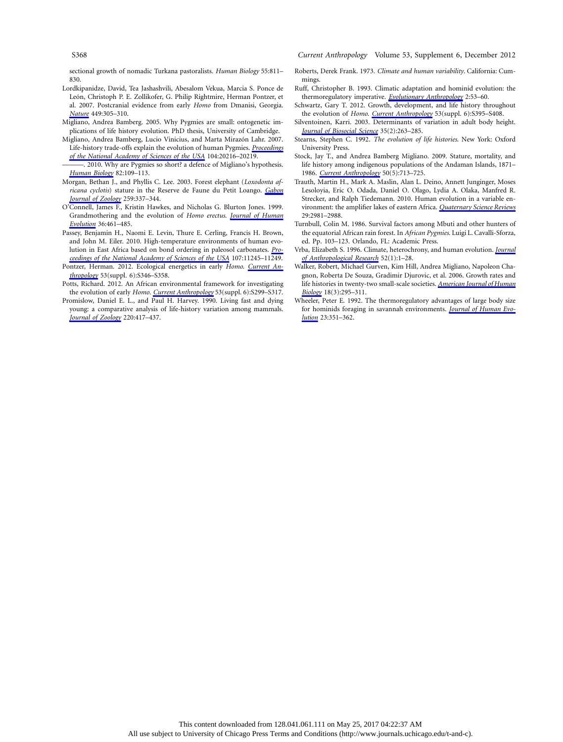sectional growth of nomadic Turkana pastoralists. *Human Biology* 55:811–830.

Lordkipanidze, David, Tea Jashashvili, Abesalom Vekua, Marcia S. Ponce de León, Christoph P. E. Zollikofer, G. Philip Rightmire, Herman Pontzer, et al. 2007. Postcranial evidence from early *Homo* from Dmanisi, Georgia. *Nature* 449:305–310.

Migliano, Andrea Bamberg. 2005. Why Pygmies are small: ontogenetic implications of life history evolution. PhD thesis, University of Cambridge.

Migliano, Andrea Bamberg, Lucio Vinicius, and Marta Mirazón Lahr. 2007. Life-history trade-offs explain the evolution of human Pygmies. *Proceedings of the National Academy of Sciences of the USA* 104:20216–20219.

———. 2010. Why are Pygmies so short? a defence of Migliano's hypothesis. *Human Biology* 82:109–113.

Morgan, Bethan J., and Phyllis C. Lee. 2003. Forest elephant (*Loxodonta africana cyclotis*) stature in the Reserve de Faune du Petit Loango. *Gabon Journal of Zoology* 259:337–344.

O'Connell, James F., Kristin Hawkes, and Nicholas G. Blurton Jones. 1999. Grandmothering and the evolution of *Homo erectus*. *Journal of Human Evolution* 36:461–485.

Passey, Benjamin H., Naomi E. Levin, Thure E. Cerling, Francis H. Brown, and John M. Eiler. 2010. High-temperature environments of human evolution in East Africa based on bond ordering in paleosol carbonates. *Proceedings of the National Academy of Sciences of the USA* 107:11245–11249.

Pontzer, Herman. 2012. Ecological energetics in early *Homo*. *Current Anthropology* 53(suppl. 6):S346–S358.

Potts, Richard. 2012. An African environmental framework for investigating the evolution of early *Homo*. *Current Anthropology* 53(suppl. 6):S299–S317.

Promislow, Daniel E. L., and Paul H. Harvey. 1990. Living fast and dying young: a comparative analysis of life-history variation among mammals. *Journal of Zoology* 220:417–437.

Roberts, Derek Frank. 1973. *Climate and human variability*. California: Cummings.

Ruff, Christopher B. 1993. Climatic adaptation and hominid evolution: the thermoregulatory imperative. *Evolutionary Anthropology* 2:53–60.

Schwartz, Gary T. 2012. Growth, development, and life history throughout the evolution of *Homo*. *Current Anthropology* 53(suppl. 6):S395–S408.

Silventoinen, Karri. 2003. Determinants of variation in adult body height. *Journal of Biosocial Science* 35(2):263–285.

Stearns, Stephen C. 1992. *The evolution of life histories*. New York: Oxford University Press.

Stock, Jay T., and Andrea Bamberg Migliano. 2009. Stature, mortality, and life history among indigenous populations of the Andaman Islands, 1871–1986. *Current Anthropology* 50(5):713–725.

Trauth, Martin H., Mark A. Maslin, Alan L. Deino, Annett Junginger, Moses Lesoloyia, Eric O. Odada, Daniel O. Olago, Lydia A. Olaka, Manfred R. Strecker, and Ralph Tiedemann. 2010. Human evolution in a variable environment: the amplifier lakes of eastern Africa. *Quaternary Science Reviews* 29:2981–2988.

Turnbull, Colin M. 1986. Survival factors among Mbuti and other hunters of the equatorial African rain forest. In *African Pygmies*. Luigi L. Cavalli-Sforza, ed. Pp. 103–123. Orlando, FL: Academic Press.

Vrba, Elizabeth S. 1996. Climate, heterochrony, and human evolution. *Journal of Anthropological Research* 52(1):1–28.

Walker, Robert, Michael Gurven, Kim Hill, Andrea Migliano, Napoleon Chagnon, Roberta De Souza, Gradimir Djurovic, et al. 2006. Growth rates and life histories in twenty-two small-scale societies. *American Journal of Human Biology* 18(3):295–311.

Wheeler, Peter E. 1992. The thermoregulatory advantages of large body size for hominids foraging in savannah environments. *Journal of Human Evolution* 23:351–362.